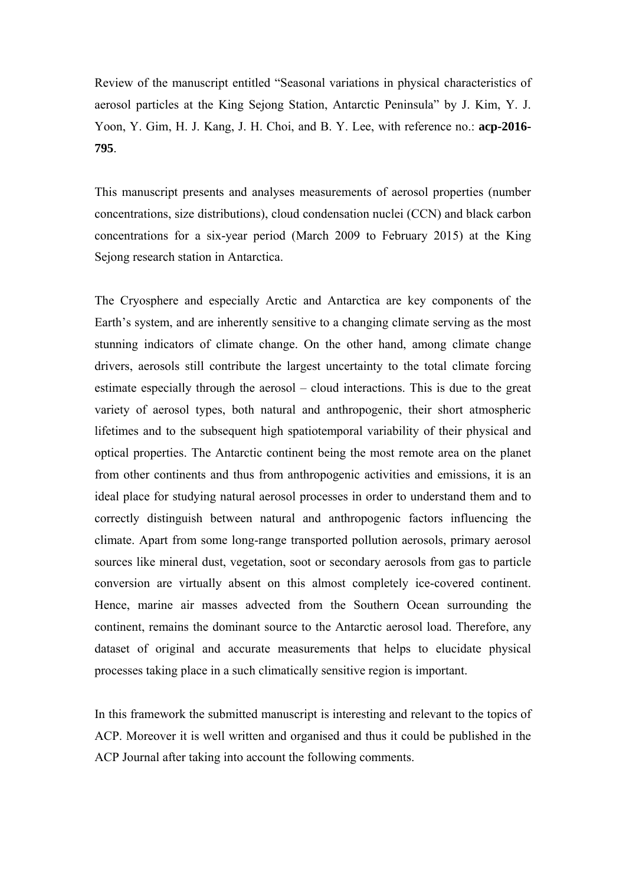Review of the manuscript entitled "Seasonal variations in physical characteristics of aerosol particles at the King Sejong Station, Antarctic Peninsula" by J. Kim, Y. J. Yoon, Y. Gim, H. J. Kang, J. H. Choi, and B. Y. Lee, with reference no.: **acp-2016-795**.

This manuscript presents and analyses measurements of aerosol properties (number concentrations, size distributions), cloud condensation nuclei (CCN) and black carbon concentrations for a six-year period (March 2009 to February 2015) at the King Sejong research station in Antarctica.

The Cryosphere and especially Arctic and Antarctica are key components of the Earth's system, and are inherently sensitive to a changing climate serving as the most stunning indicators of climate change. On the other hand, among climate change drivers, aerosols still contribute the largest uncertainty to the total climate forcing estimate especially through the aerosol – cloud interactions. This is due to the great variety of aerosol types, both natural and anthropogenic, their short atmospheric lifetimes and to the subsequent high spatiotemporal variability of their physical and optical properties. The Antarctic continent being the most remote area on the planet from other continents and thus from anthropogenic activities and emissions, it is an ideal place for studying natural aerosol processes in order to understand them and to correctly distinguish between natural and anthropogenic factors influencing the climate. Apart from some long-range transported pollution aerosols, primary aerosol sources like mineral dust, vegetation, soot or secondary aerosols from gas to particle conversion are virtually absent on this almost completely ice-covered continent. Hence, marine air masses advected from the Southern Ocean surrounding the continent, remains the dominant source to the Antarctic aerosol load. Therefore, any dataset of original and accurate measurements that helps to elucidate physical processes taking place in a such climatically sensitive region is important.

In this framework the submitted manuscript is interesting and relevant to the topics of ACP. Moreover it is well written and organised and thus it could be published in the ACP Journal after taking into account the following comments.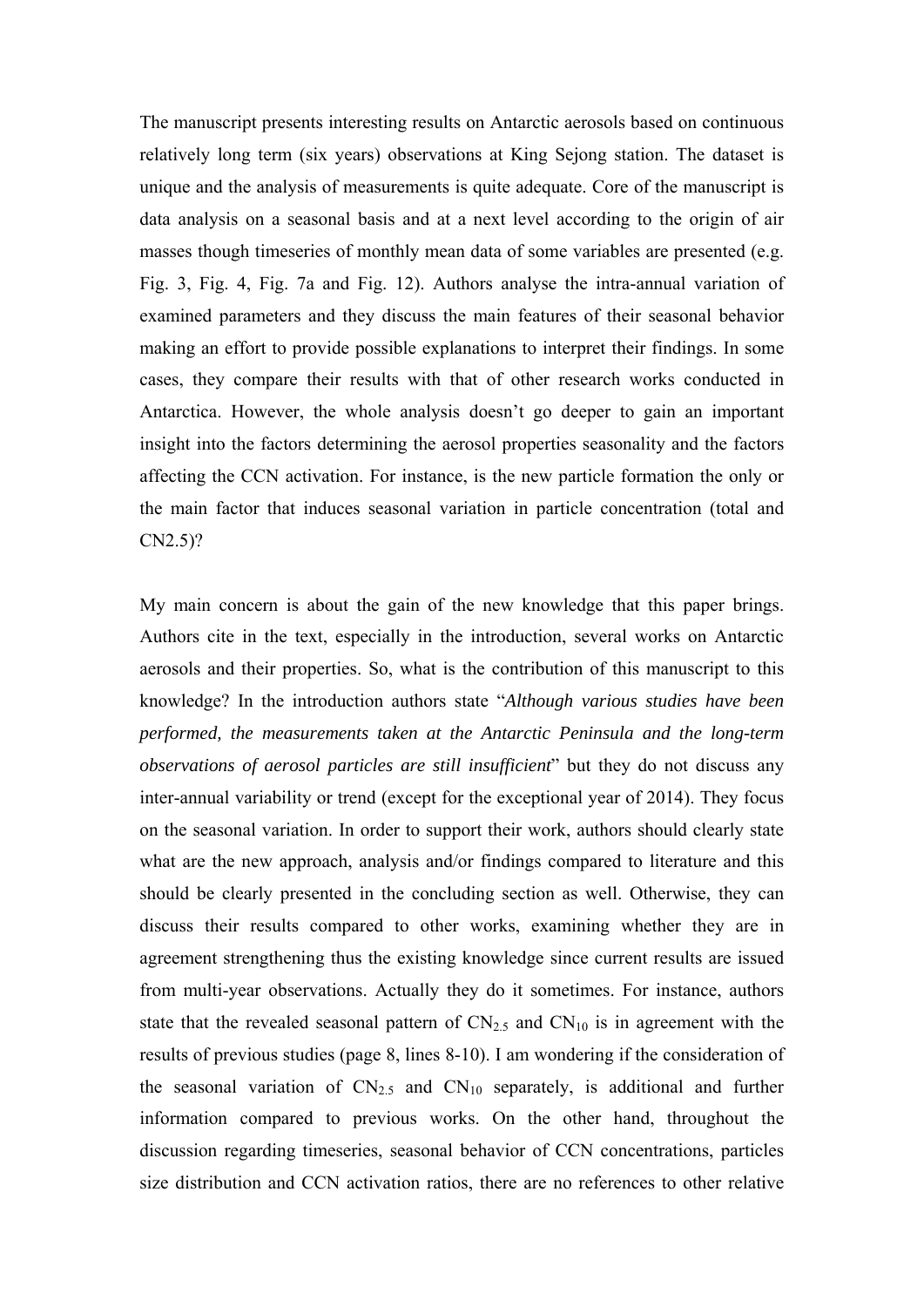The manuscript presents interesting results on Antarctic aerosols based on continuous relatively long term (six years) observations at King Sejong station. The dataset is unique and the analysis of measurements is quite adequate. Core of the manuscript is data analysis on a seasonal basis and at a next level according to the origin of air masses though timeseries of monthly mean data of some variables are presented (e.g. Fig. 3, Fig. 4, Fig. 7a and Fig. 12). Authors analyse the intra-annual variation of examined parameters and they discuss the main features of their seasonal behavior making an effort to provide possible explanations to interpret their findings. In some cases, they compare their results with that of other research works conducted in Antarctica. However, the whole analysis doesn't go deeper to gain an important insight into the factors determining the aerosol properties seasonality and the factors affecting the CCN activation. For instance, is the new particle formation the only or the main factor that induces seasonal variation in particle concentration (total and CN2.5)?

My main concern is about the gain of the new knowledge that this paper brings. Authors cite in the text, especially in the introduction, several works on Antarctic aerosols and their properties. So, what is the contribution of this manuscript to this knowledge? In the introduction authors state "*Although various studies have been performed, the measurements taken at the Antarctic Peninsula and the long-term observations of aerosol particles are still insufficient*" but they do not discuss any inter-annual variability or trend (except for the exceptional year of 2014). They focus on the seasonal variation. In order to support their work, authors should clearly state what are the new approach, analysis and/or findings compared to literature and this should be clearly presented in the concluding section as well. Otherwise, they can discuss their results compared to other works, examining whether they are in agreement strengthening thus the existing knowledge since current results are issued from multi-year observations. Actually they do it sometimes. For instance, authors state that the revealed seasonal pattern of $CN_{2.5}$ and $CN_{10}$ is in agreement with the results of previous studies (page 8, lines 8-10). I am wondering if the consideration of the seasonal variation of $CN_{2.5}$ and $CN_{10}$ separately, is additional and further information compared to previous works. On the other hand, throughout the discussion regarding timeseries, seasonal behavior of CCN concentrations, particles size distribution and CCN activation ratios, there are no references to other relative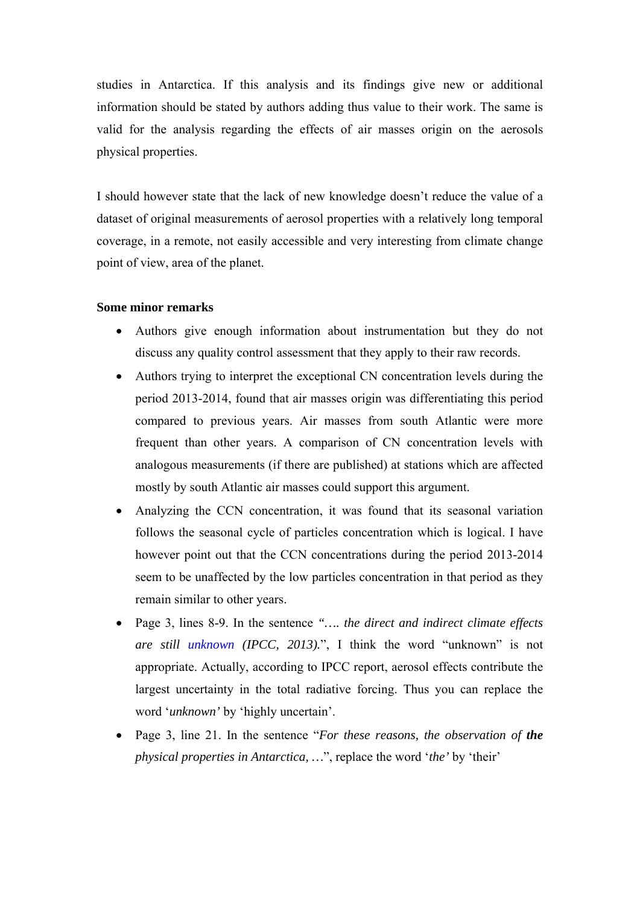studies in Antarctica. If this analysis and its findings give new or additional information should be stated by authors adding thus value to their work. The same is valid for the analysis regarding the effects of air masses origin on the aerosols physical properties.

I should however state that the lack of new knowledge doesn't reduce the value of a dataset of original measurements of aerosol properties with a relatively long temporal coverage, in a remote, not easily accessible and very interesting from climate change point of view, area of the planet.

**Some minor remarks**

- Authors give enough information about instrumentation but they do not discuss any quality control assessment that they apply to their raw records.
- Authors trying to interpret the exceptional CN concentration levels during the period 2013-2014, found that air masses origin was differentiating this period compared to previous years. Air masses from south Atlantic were more frequent than other years. A comparison of CN concentration levels with analogous measurements (if there are published) at stations which are affected mostly by south Atlantic air masses could support this argument.
- Analyzing the CCN concentration, it was found that its seasonal variation follows the seasonal cycle of particles concentration which is logical. I have however point out that the CCN concentrations during the period 2013-2014 seem to be unaffected by the low particles concentration in that period as they remain similar to other years.
- Page 3, lines 8-9. In the sentence *"…. the direct and indirect climate effects are still unknown (IPCC, 2013).*", I think the word "unknown" is not appropriate. Actually, according to IPCC report, aerosol effects contribute the largest uncertainty in the total radiative forcing. Thus you can replace the word '*unknown'* by 'highly uncertain'.
- Page 3, line 21. In the sentence "*For these reasons, the observation of **the** physical properties in Antarctica, …*", replace the word '*the'* by 'their'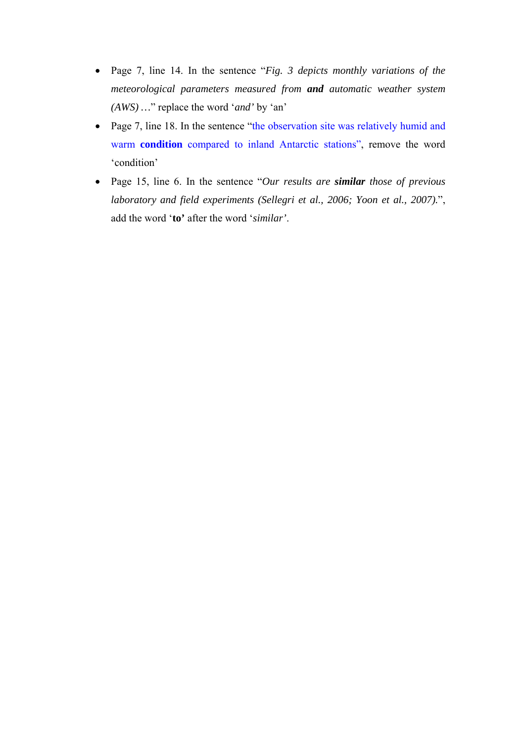- Page 7, line 14. In the sentence "*Fig. 3 depicts monthly variations of the meteorological parameters measured from* ***and*** *automatic weather system (AWS)* …" replace the word '*and'* by 'an'
- Page 7, line 18. In the sentence "the observation site was relatively humid and warm **condition** compared to inland Antarctic stations", remove the word 'condition'
- Page 15, line 6. In the sentence "*Our results are* ***similar*** *those of previous laboratory and field experiments (Sellegri et al., 2006; Yoon et al., 2007).*", add the word '**to'** after the word '*similar'*.